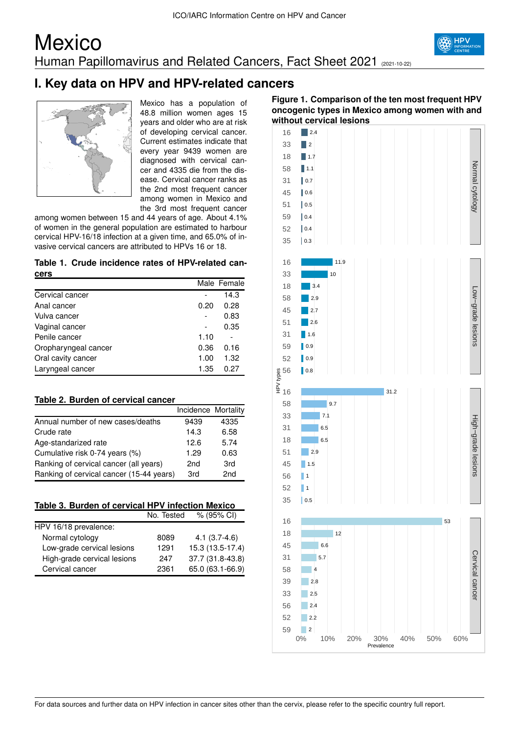# Mexico

Human Papillomavirus and Related Cancers, Fact Sheet 2021 (2021-10-22)

## I. Key data on HPV and HPV-related cancers

Mexico has a population of 48.8 million women ages 15 years and older who are at risk of developing cervical cancer. Current estimates indicate that every year 9439 women are diagnosed with cervical cancer and 4335 die from the disease. Cervical cancer ranks as the 2nd most frequent cancer among women in Mexico and the 3rd most frequent cancer among women between 15 and 44 years of age. About 4.1% of women in the general population are estimated to harbour cervical HPV-16/18 infection at a given time, and 65.0% of invasive cervical cancers are attributed to HPVs 16 or 18.

**Table 1. Crude incidence rates of HPV-related cancers**

| | Male | Female |
|---|---|---|
| Cervical cancer | - | 14.3 |
| Anal cancer | 0.20 | 0.28 |
| Vulva cancer | - | 0.83 |
| Vaginal cancer | - | 0.35 |
| Penile cancer | 1.10 | - |
| Oropharyngeal cancer | 0.36 | 0.16 |
| Oral cavity cancer | 1.00 | 1.32 |
| Laryngeal cancer | 1.35 | 0.27 |

**Table 2. Burden of cervical cancer**

| | Incidence | Mortality |
|---|---|---|
| Annual number of new cases/deaths | 9439 | 4335 |
| Crude rate | 14.3 | 6.58 |
| Age-standarized rate | 12.6 | 5.74 |
| Cumulative risk 0-74 years (%) | 1.29 | 0.63 |
| Ranking of cervical cancer (all years) | 2nd | 3rd |
| Ranking of cervical cancer (15-44 years) | 3rd | 2nd |

**Table 3. Burden of cervical HPV infection Mexico**

| | No. Tested | % (95% CI) |
|---|---|---|
| HPV 16/18 prevalence: | | |
| Normal cytology | 8089 | 4.1 (3.7-4.6) |
| Low-grade cervical lesions | 1291 | 15.3 (13.5-17.4) |
| High-grade cervical lesions | 247 | 37.7 (31.8-43.8) |
| Cervical cancer | 2361 | 65.0 (63.1-66.9) |

**Figure 1. Comparison of the ten most frequent HPV oncogenic types in Mexico among women with and without cervical lesions**

| Normal cytology: HPV type | Prevalence (%) |
|---|---|
| 16 | 2.4 |
| 33 | 2 |
| 18 | 1.7 |
| 58 | 1.1 |
| 31 | 0.7 |
| 45 | 0.6 |
| 51 | 0.5 |
| 59 | 0.4 |
| 52 | 0.4 |
| 35 | 0.3 |

| Low-grade lesions: HPV type | Prevalence (%) |
|---|---|
| 16 | 11.9 |
| 33 | 10 |
| 18 | 3.4 |
| 58 | 2.9 |
| 45 | 2.7 |
| 51 | 2.6 |
| 31 | 1.6 |
| 59 | 0.9 |
| 52 | 0.9 |
| 56 | 0.8 |

| High-grade lesions: HPV type | Prevalence (%) |
|---|---|
| 16 | 31.2 |
| 58 | 9.7 |
| 33 | 7.1 |
| 31 | 6.5 |
| 18 | 6.5 |
| 51 | 2.9 |
| 45 | 1.5 |
| 56 | 1 |
| 52 | 1 |
| 35 | 0.5 |

| Cervical cancer: HPV type | Prevalence (%) |
|---|---|
| 16 | 53 |
| 18 | 12 |
| 45 | 6.6 |
| 31 | 5.7 |
| 58 | 4 |
| 39 | 2.8 |
| 33 | 2.5 |
| 56 | 2.4 |
| 52 | 2.2 |
| 59 | 2 |

For data sources and further data on HPV infection in cancer sites other than the cervix, please refer to the specific country full report.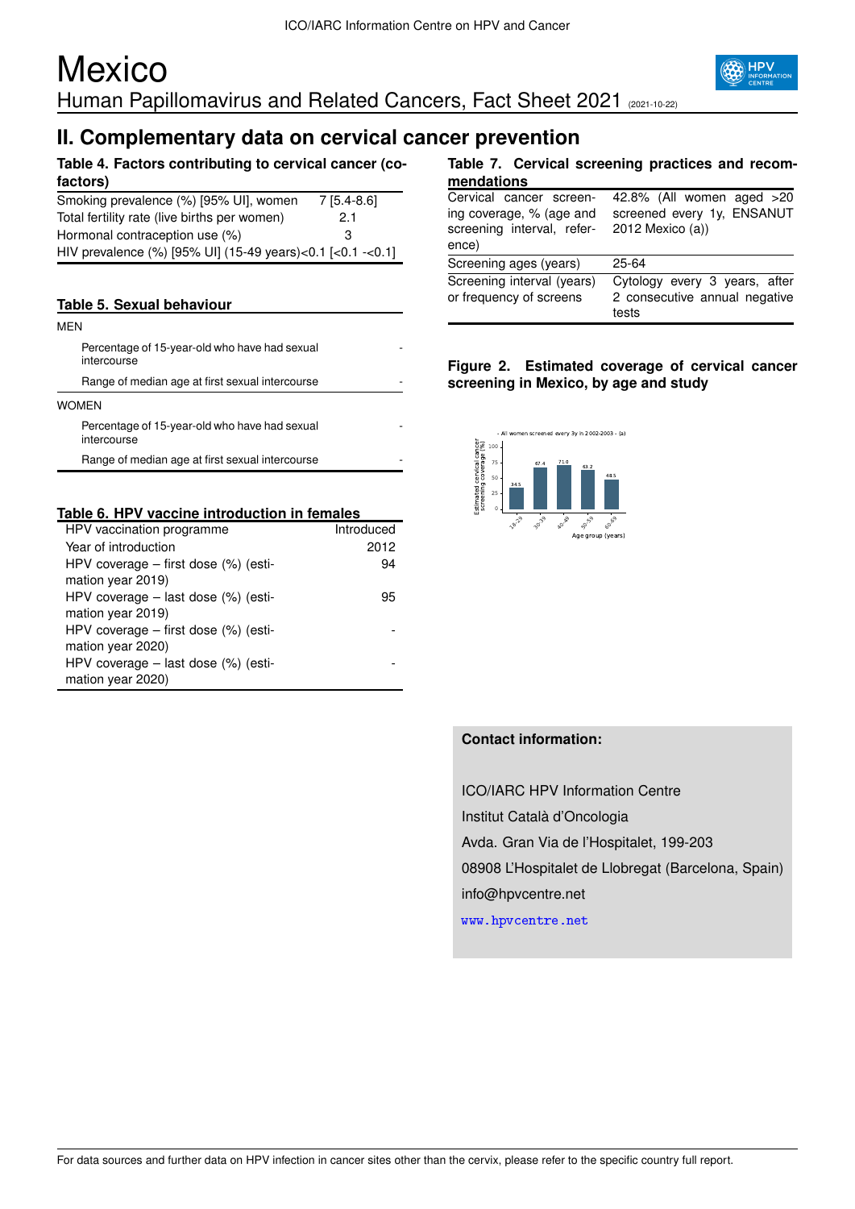# Mexico

Human Papillomavirus and Related Cancers, Fact Sheet 2021 (2021-10-22)

## II. Complementary data on cervical cancer prevention

**Table 4. Factors contributing to cervical cancer (cofactors)**

| | |
|---|---|
| Smoking prevalence (%) [95% UI], women | 7 [5.4-8.6] |
| Total fertility rate (live births per women) | 2.1 |
| Hormonal contraception use (%) | 3 |
| HIV prevalence (%) [95% UI] (15-49 years) | <0.1 [<0.1 -<0.1] |

**Table 5. Sexual behaviour**

| | |
|---|---|
| MEN | |
| Percentage of 15-year-old who have had sexual intercourse | - |
| Range of median age at first sexual intercourse | - |
| WOMEN | |
| Percentage of 15-year-old who have had sexual intercourse | - |
| Range of median age at first sexual intercourse | - |

**Table 6. HPV vaccine introduction in females**

| | |
|---|---|
| HPV vaccination programme | Introduced |
| Year of introduction | 2012 |
| HPV coverage – first dose (%) (estimation year 2019) | 94 |
| HPV coverage – last dose (%) (estimation year 2019) | 95 |
| HPV coverage – first dose (%) (estimation year 2020) | - |
| HPV coverage – last dose (%) (estimation year 2020) | - |

**Table 7. Cervical screening practices and recommendations**

| | |
|---|---|
| Cervical cancer screening coverage, % (age and screening interval, reference) | 42.8% (All women aged >20 screened every 1y, ENSANUT 2012 Mexico (a)) |
| Screening ages (years) | 25-64 |
| Screening interval (years) or frequency of screens | Cytology every 3 years, after 2 consecutive annual negative tests |

**Figure 2. Estimated coverage of cervical cancer screening in Mexico, by age and study**

- All women screened every 3y in 2002-2003 - (a)

Estimated cervical cancer screening coverage (%)

100
75
50
25
0

34.5
67.4
71.0
63.2
48.5

18-29
30-39
40-49
50-59
60-69

Age group (years)

**Contact information:**

ICO/IARC HPV Information Centre

Institut Català d'Oncologia

Avda. Gran Via de l'Hospitalet, 199-203

08908 L'Hospitalet de Llobregat (Barcelona, Spain)

info@hpvcentre.net

www.hpvcentre.net

For data sources and further data on HPV infection in cancer sites other than the cervix, please refer to the specific country full report.